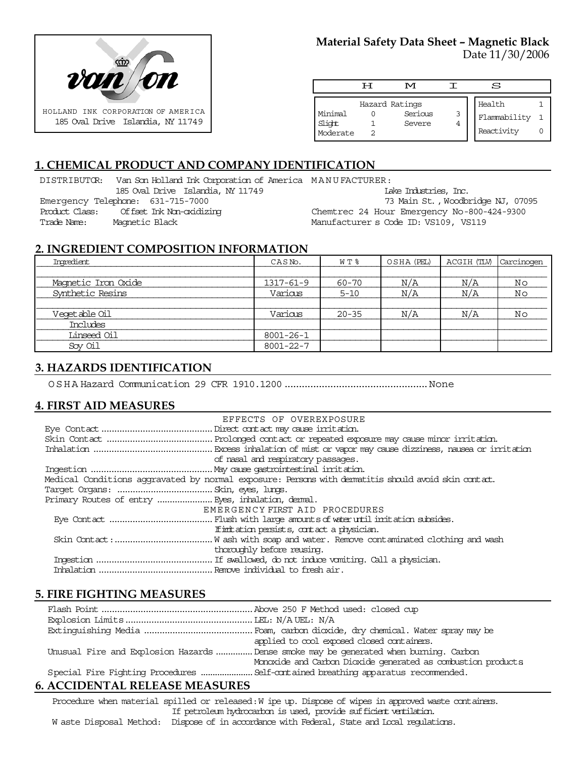HOLLAND INK CORPORATION OF AMERICA
185 Oval Drive Islandia, NY 11749

**Material Safety Data Sheet – Magnetic Black**
Date 11/30/2006

| H | M | I | S |
|---|---|---|---|

| Hazard Ratings | | | |
|---|---|---|---|
| Minimal | 0 | Serious | 3 |
| Slight | 1 | Severe | 4 |
| Moderate | 2 | | |

| | |
|---|---|
| Health | 1 |
| Flammability | 1 |
| Reactivity | 0 |

## 1. CHEMICAL PRODUCT AND COMPANY IDENTIFICATION

DISTRIBUTOR: Van Son Holland Ink Corporation of America
185 Oval Drive Islandia, NY 11749
Emergency Telephone: 631-715-7000
Product Class: Offset Ink Non-oxidizing
Trade Name: Magnetic Black

MANUFACTURER:
Lake Industries, Inc.
73 Main St., Woodbridge NJ, 07095
Chemtrec 24 Hour Emergency No-800-424-9300
Manufacturer s Code ID: VS109, VS119

## 2. INGREDIENT COMPOSITION INFORMATION

| Ingredient | CAS No. | WT % | OSHA (PEL) | ACGIH (TLV) | Carcinogen |
|---|---|---|---|---|---|
| Magnetic Iron Oxide | 1317-61-9 | 60-70 | N/A | N/A | No |
| Synthetic Resins | Various | 5-10 | N/A | N/A | No |
| Vegetable Oil | Various | 20-35 | N/A | N/A | No |
| Includes | | | | | |
| Linseed Oil | 8001-26-1 | | | | |
| Soy Oil | 8001-22-7 | | | | |

## 3. HAZARDS IDENTIFICATION

OSHA Hazard Communication 29 CFR 1910.1200 .................................................. None

## 4. FIRST AID MEASURES

EFFECTS OF OVEREXPOSURE

Eye Contact .......................................... Direct contact may cause irritation.
Skin Contact .......................................... Prolonged contact or repeated exposure may cause minor irritation.
Inhalation .............................................. Excess inhalation of mist or vapor may cause dizziness, nausea or irritation of nasal and respiratory passages.
Ingestion ............................................... May cause gastrointestinal irritation.
Medical Conditions aggravated by normal exposure: Persons with dermatitis should avoid skin contact.
Target Organs: ..................................... Skin, eyes, lungs.
Primary Routes of entry ...................... Eyes, inhalation, dermal.

EMERGENCY FIRST AID PROCEDURES

Eye Contact ........................................ Flush with large amounts of water until irritation subsides. If irritation persists, contact a physician.
Skin Contact: ...................................... Wash with soap and water. Remove contaminated clothing and wash thoroughly before reusing.
Ingestion ............................................. If swallowed, do not induce vomiting. Call a physician.
Inhalation ............................................ Remove individual to fresh air.

## 5. FIRE FIGHTING MEASURES

Flash Point ........................................................... Above 250 F Method used: closed cup
Explosion Limits ................................................. LEL: N/A UEL: N/A
Extinguishing Media .......................................... Foam, carbon dioxide, dry chemical. Water spray may be applied to cool exposed closed containers.
Unusual Fire and Explosion Hazards ............... Dense smoke may be generated when burning. Carbon Monoxide and Carbon Dioxide generated as combustion products
Special Fire Fighting Procedures ...................... Self-contained breathing apparatus recommended.

## 6. ACCIDENTAL RELEASE MEASURES

Procedure when material spilled or released: Wipe up. Dispose of wipes in approved waste containers. If petroleum hydrocarbon is used, provide sufficient ventilation.
Waste Disposal Method: Dispose of in accordance with Federal, State and Local regulations.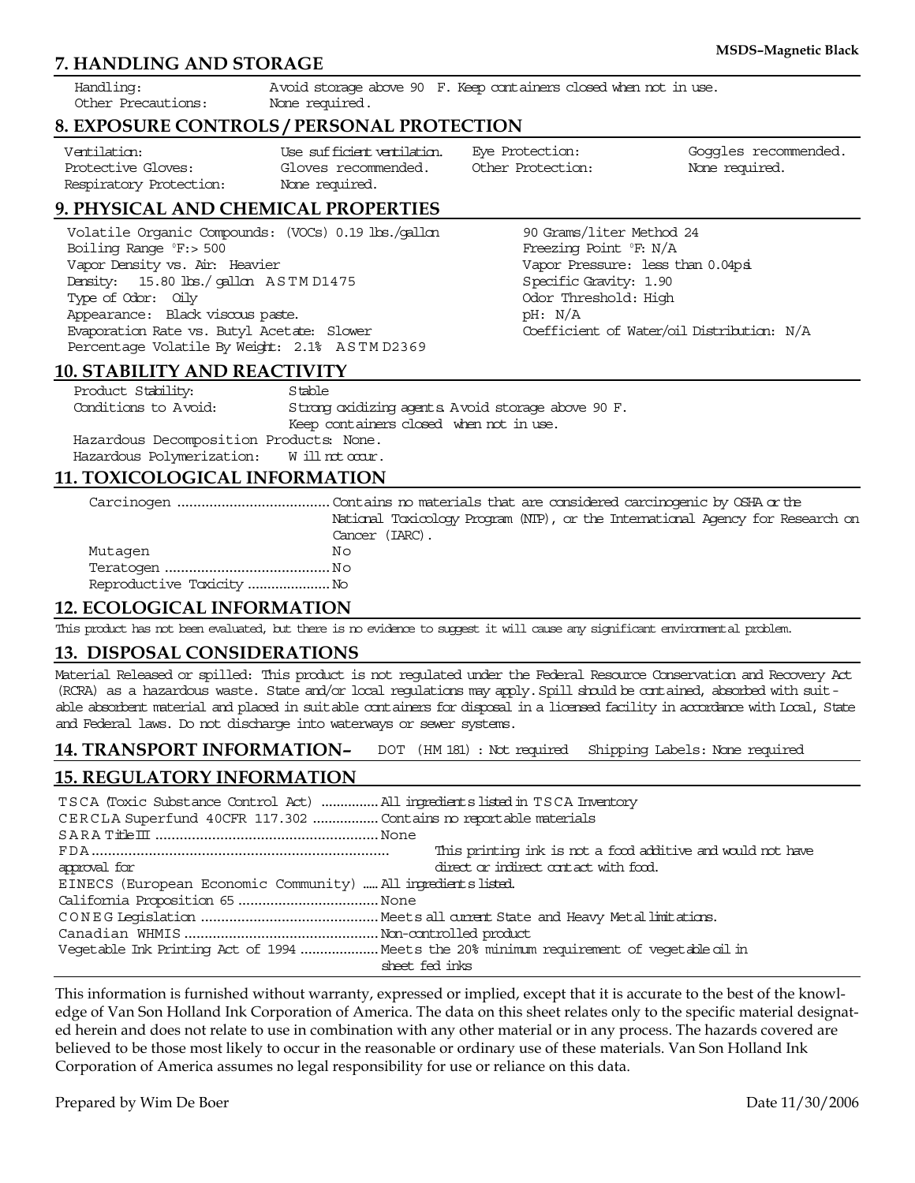## 7. HANDLING AND STORAGE

| | |
|---|---|
| Handling: | Avoid storage above 90 F. Keep containers closed when not in use. |
| Other Precautions: | None required. |

## 8. EXPOSURE CONTROLS / PERSONAL PROTECTION

| | | | |
|---|---|---|---|
| Ventilation: | Use sufficient ventilation. | Eye Protection: | Goggles recommended. |
| Protective Gloves: | Gloves recommended. | Other Protection: | None required. |
| Respiratory Protection: | None required. | | |

## 9. PHYSICAL AND CHEMICAL PROPERTIES

| | |
|---|---|
| Volatile Organic Compounds: (VOCs) 0.19 lbs./gallon | 90 Grams/liter Method 24 |
| Boiling Range °F:> 500 | Freezing Point °F: N/A |
| Vapor Density vs. Air: Heavier | Vapor Pressure: less than 0.04psi |
| Density: 15.80 lbs./gallon ASTM D1475 | Specific Gravity: 1.90 |
| Type of Odor: Oily | Odor Threshold: High |
| Appearance: Black viscous paste. | pH: N/A |
| Evaporation Rate vs. Butyl Acetate: Slower | Coefficient of Water/oil Distribution: N/A |
| Percentage Volatile By Weight: 2.1% ASTM D2369 | |

## 10. STABILITY AND REACTIVITY

| | |
|---|---|
| Product Stability: | Stable |
| Conditions to Avoid: | Strong oxidizing agents. Avoid storage above 90 F. Keep containers closed when not in use. |

Hazardous Decomposition Products: None.
Hazardous Polymerization: Will not occur.

## 11. TOXICOLOGICAL INFORMATION

| | |
|---|---|
| Carcinogen | Contains no materials that are considered carcinogenic by OSHA or the National Toxicology Program (NTP), or the International Agency for Research on Cancer (IARC). |
| Mutagen | No |
| Teratogen | No |
| Reproductive Toxicity | No |

## 12. ECOLOGICAL INFORMATION

This product has not been evaluated, but there is no evidence to suggest it will cause any significant environmental problem.

## 13. DISPOSAL CONSIDERATIONS

Material Released or spilled: This product is not regulated under the Federal Resource Conservation and Recovery Act (RCRA) as a hazardous waste. State and/or local regulations may apply. Spill should be contained, absorbed with suitable absorbent material and placed in suitable containers for disposal in a licensed facility in accordance with Local, State and Federal laws. Do not discharge into waterways or sewer systems.

## 14. TRANSPORT INFORMATION– DOT (HM 181) : Not required Shipping Labels: None required

## 15. REGULATORY INFORMATION

| | |
|---|---|
| TSCA (Toxic Substance Control Act) | All ingredients listed in TSCA Inventory |
| CERCLA Superfund 40CFR 117.302 | Contains no reportable materials |
| SARA Title III | None |
| FDA | This printing ink is not a food additive and would not have approval for direct or indirect contact with food. |
| EINECS (European Economic Community) | All ingredients listed. |
| California Proposition 65 | None |
| CONEG Legislation | Meets all current State and Heavy Metal limitations. |
| Canadian WHMIS | Non-controlled product |
| Vegetable Ink Printing Act of 1994 | Meets the 20% minimum requirement of vegetable oil in sheet fed inks |

This information is furnished without warranty, expressed or implied, except that it is accurate to the best of the knowledge of Van Son Holland Ink Corporation of America. The data on this sheet relates only to the specific material designated herein and does not relate to use in combination with any other material or in any process. The hazards covered are believed to be those most likely to occur in the reasonable or ordinary use of these materials. Van Son Holland Ink Corporation of America assumes no legal responsibility for use or reliance on this data.

Prepared by Wim De Boer

Date 11/30/2006